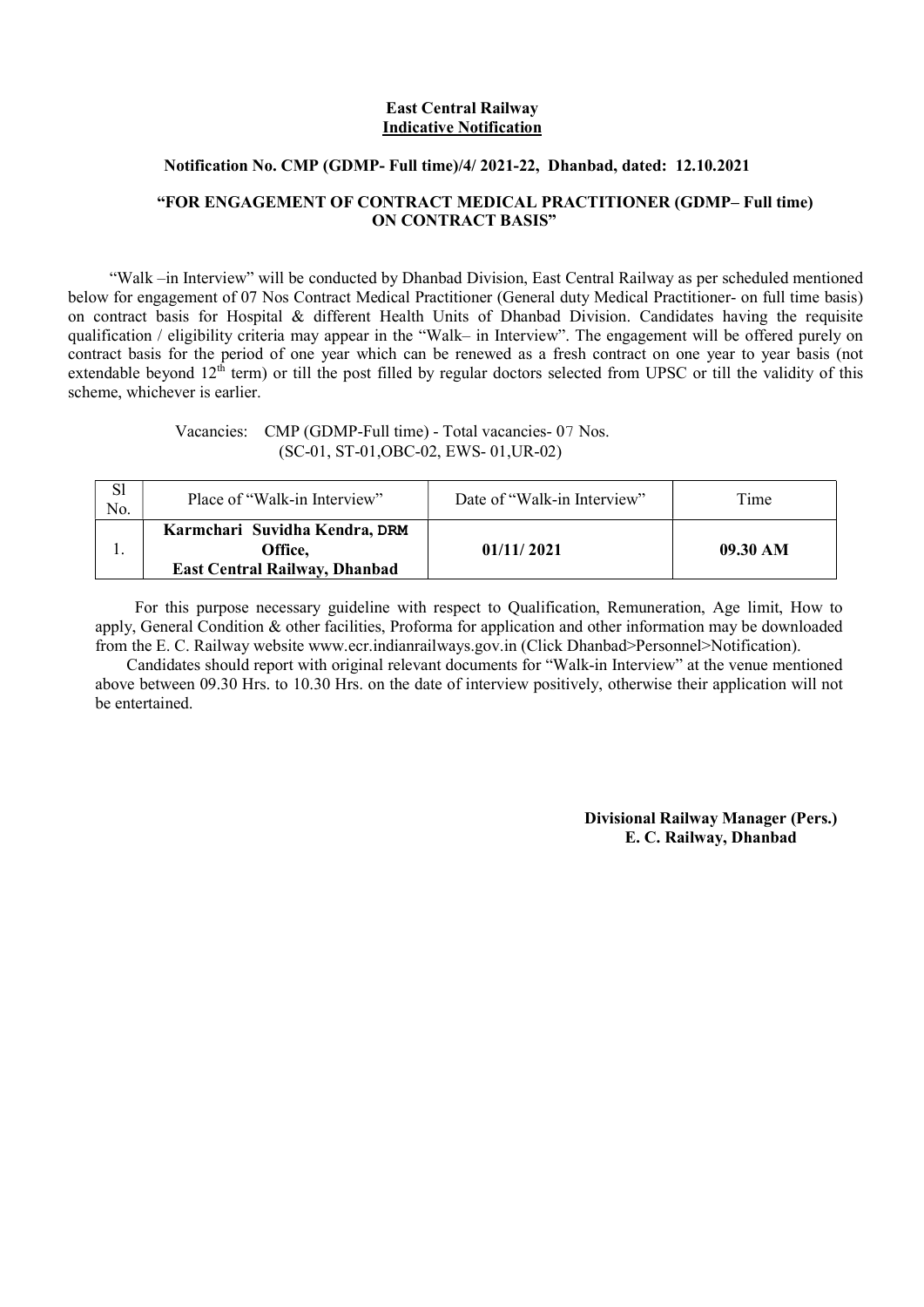**East Central Railway**
**Indicative Notification**

**Notification No. CMP (GDMP- Full time)/4/ 2021-22, Dhanbad, dated: 12.10.2021**

**"FOR ENGAGEMENT OF CONTRACT MEDICAL PRACTITIONER (GDMP– Full time) ON CONTRACT BASIS"**

"Walk –in Interview" will be conducted by Dhanbad Division, East Central Railway as per scheduled mentioned below for engagement of 07 Nos Contract Medical Practitioner (General duty Medical Practitioner- on full time basis) on contract basis for Hospital & different Health Units of Dhanbad Division. Candidates having the requisite qualification / eligibility criteria may appear in the "Walk– in Interview". The engagement will be offered purely on contract basis for the period of one year which can be renewed as a fresh contract on one year to year basis (not extendable beyond 12th term) or till the post filled by regular doctors selected from UPSC or till the validity of this scheme, whichever is earlier.

Vacancies: CMP (GDMP-Full time) - Total vacancies- 07 Nos.
(SC-01, ST-01,OBC-02, EWS- 01,UR-02)

| Sl No. | Place of "Walk-in Interview" | Date of "Walk-in Interview" | Time |
|---|---|---|---|
| 1. | **Karmchari Suvidha Kendra, DRM Office, East Central Railway, Dhanbad** | **01/11/ 2021** | **09.30 AM** |

For this purpose necessary guideline with respect to Qualification, Remuneration, Age limit, How to apply, General Condition & other facilities, Proforma for application and other information may be downloaded from the E. C. Railway website www.ecr.indianrailways.gov.in (Click Dhanbad>Personnel>Notification).

Candidates should report with original relevant documents for "Walk-in Interview" at the venue mentioned above between 09.30 Hrs. to 10.30 Hrs. on the date of interview positively, otherwise their application will not be entertained.

**Divisional Railway Manager (Pers.)**
**E. C. Railway, Dhanbad**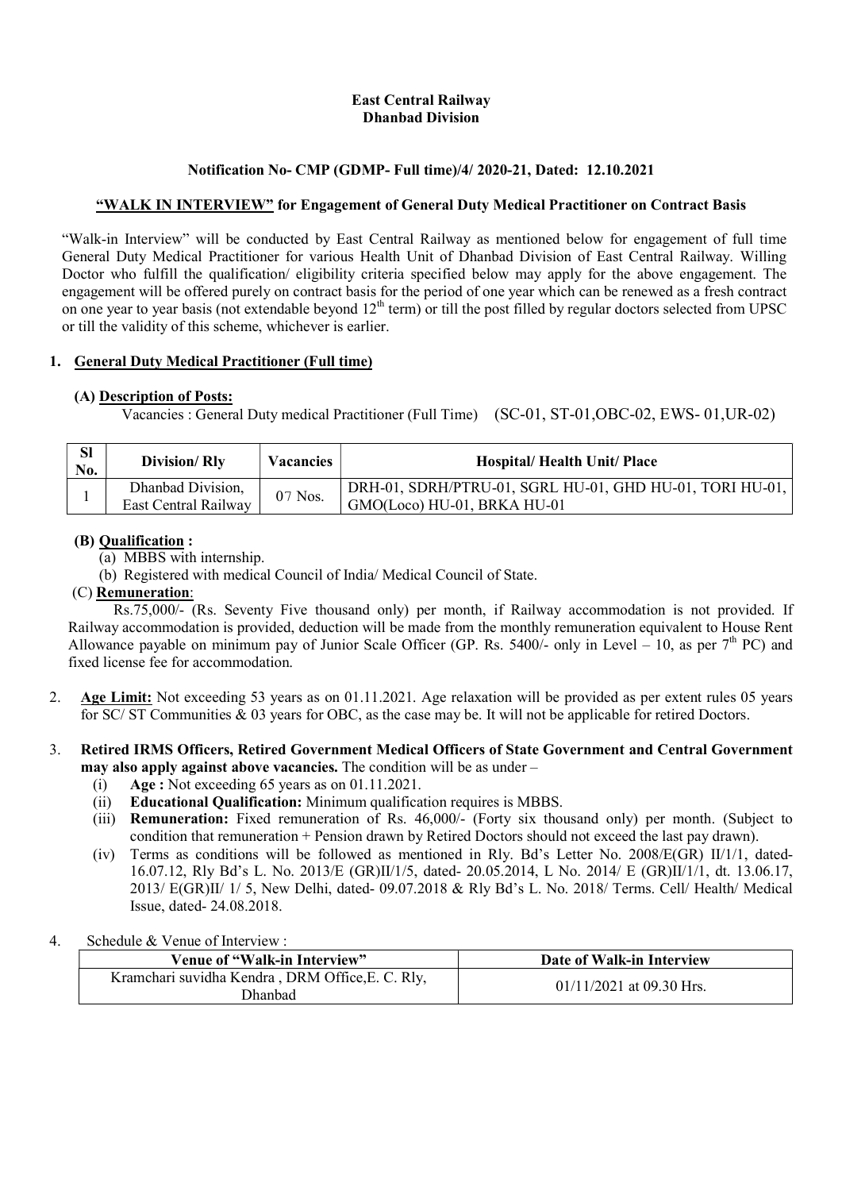**East Central Railway**
**Dhanbad Division**

**Notification No- CMP (GDMP- Full time)/4/ 2020-21, Dated: 12.10.2021**

**"WALK IN INTERVIEW" for Engagement of General Duty Medical Practitioner on Contract Basis**

"Walk-in Interview" will be conducted by East Central Railway as mentioned below for engagement of full time General Duty Medical Practitioner for various Health Unit of Dhanbad Division of East Central Railway. Willing Doctor who fulfill the qualification/ eligibility criteria specified below may apply for the above engagement. The engagement will be offered purely on contract basis for the period of one year which can be renewed as a fresh contract on one year to year basis (not extendable beyond 12th term) or till the post filled by regular doctors selected from UPSC or till the validity of this scheme, whichever is earlier.

**1. General Duty Medical Practitioner (Full time)**

**(A) Description of Posts:**

Vacancies : General Duty medical Practitioner (Full Time) (SC-01, ST-01,OBC-02, EWS- 01,UR-02)

| Sl No. | Division/ Rly | Vacancies | Hospital/ Health Unit/ Place |
|---|---|---|---|
| 1 | Dhanbad Division, East Central Railway | 07 Nos. | DRH-01, SDRH/PTRU-01, SGRL HU-01, GHD HU-01, TORI HU-01, GMO(Loco) HU-01, BRKA HU-01 |

**(B) Qualification :**

(a) MBBS with internship.

(b) Registered with medical Council of India/ Medical Council of State.

(C) **Remuneration**:

Rs.75,000/- (Rs. Seventy Five thousand only) per month, if Railway accommodation is not provided. If Railway accommodation is provided, deduction will be made from the monthly remuneration equivalent to House Rent Allowance payable on minimum pay of Junior Scale Officer (GP. Rs. 5400/- only in Level – 10, as per 7th PC) and fixed license fee for accommodation.

2. **Age Limit:** Not exceeding 53 years as on 01.11.2021. Age relaxation will be provided as per extent rules 05 years for SC/ ST Communities & 03 years for OBC, as the case may be. It will not be applicable for retired Doctors.

3. **Retired IRMS Officers, Retired Government Medical Officers of State Government and Central Government may also apply against above vacancies.** The condition will be as under –

   (i) **Age :** Not exceeding 65 years as on 01.11.2021.

   (ii) **Educational Qualification:** Minimum qualification requires is MBBS.

   (iii) **Remuneration:** Fixed remuneration of Rs. 46,000/- (Forty six thousand only) per month. (Subject to condition that remuneration + Pension drawn by Retired Doctors should not exceed the last pay drawn).

   (iv) Terms as conditions will be followed as mentioned in Rly. Bd's Letter No. 2008/E(GR) II/1/1, dated- 16.07.12, Rly Bd's L. No. 2013/E (GR)II/1/5, dated- 20.05.2014, L No. 2014/ E (GR)II/1/1, dt. 13.06.17, 2013/ E(GR)II/ 1/ 5, New Delhi, dated- 09.07.2018 & Rly Bd's L. No. 2018/ Terms. Cell/ Health/ Medical Issue, dated- 24.08.2018.

4. Schedule & Venue of Interview :

| Venue of "Walk-in Interview" | Date of Walk-in Interview |
|---|---|
| Kramchari suvidha Kendra , DRM Office,E. C. Rly, Dhanbad | 01/11/2021 at 09.30 Hrs. |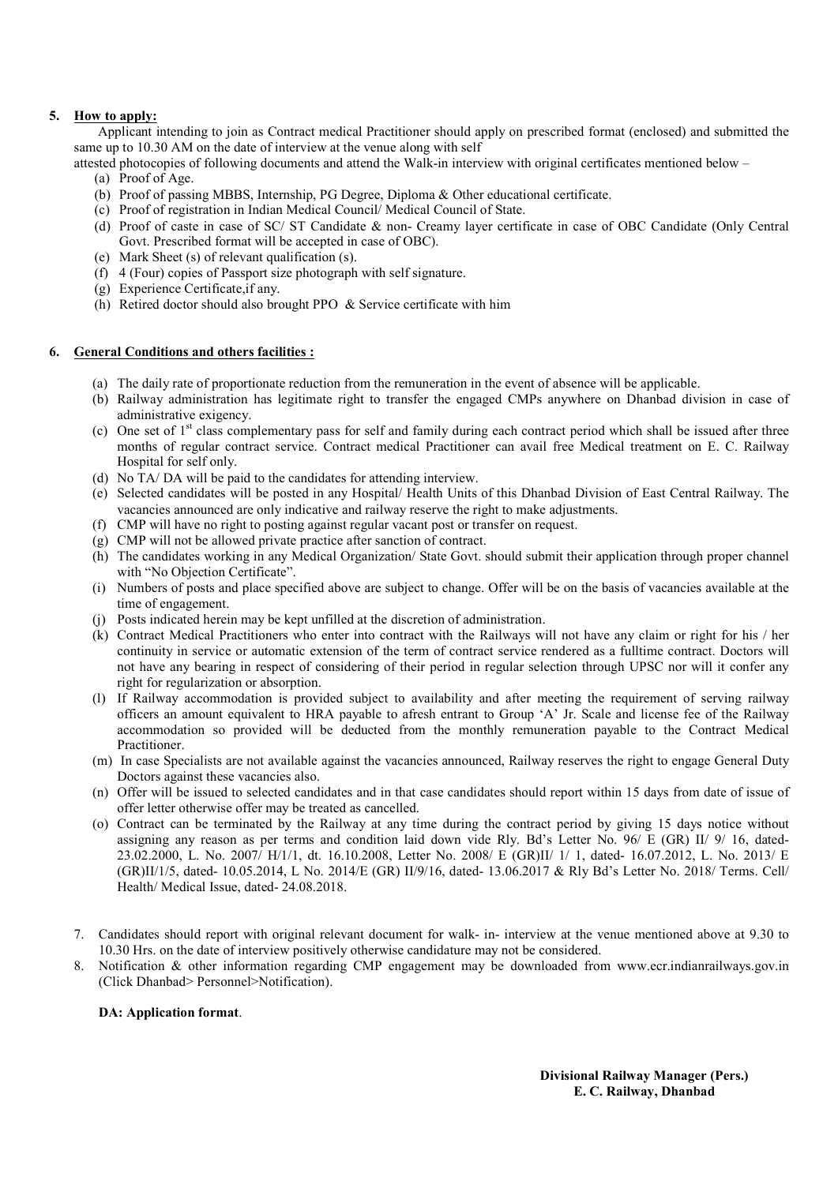5. **How to apply:**

Applicant intending to join as Contract medical Practitioner should apply on prescribed format (enclosed) and submitted the same up to 10.30 AM on the date of interview at the venue along with self attested photocopies of following documents and attend the Walk-in interview with original certificates mentioned below –

(a) Proof of Age.
(b) Proof of passing MBBS, Internship, PG Degree, Diploma & Other educational certificate.
(c) Proof of registration in Indian Medical Council/ Medical Council of State.
(d) Proof of caste in case of SC/ ST Candidate & non- Creamy layer certificate in case of OBC Candidate (Only Central Govt. Prescribed format will be accepted in case of OBC).
(e) Mark Sheet (s) of relevant qualification (s).
(f) 4 (Four) copies of Passport size photograph with self signature.
(g) Experience Certificate,if any.
(h) Retired doctor should also brought PPO & Service certificate with him

6. **General Conditions and others facilities :**

(a) The daily rate of proportionate reduction from the remuneration in the event of absence will be applicable.
(b) Railway administration has legitimate right to transfer the engaged CMPs anywhere on Dhanbad division in case of administrative exigency.
(c) One set of 1st class complementary pass for self and family during each contract period which shall be issued after three months of regular contract service. Contract medical Practitioner can avail free Medical treatment on E. C. Railway Hospital for self only.
(d) No TA/ DA will be paid to the candidates for attending interview.
(e) Selected candidates will be posted in any Hospital/ Health Units of this Dhanbad Division of East Central Railway. The vacancies announced are only indicative and railway reserve the right to make adjustments.
(f) CMP will have no right to posting against regular vacant post or transfer on request.
(g) CMP will not be allowed private practice after sanction of contract.
(h) The candidates working in any Medical Organization/ State Govt. should submit their application through proper channel with "No Objection Certificate".
(i) Numbers of posts and place specified above are subject to change. Offer will be on the basis of vacancies available at the time of engagement.
(j) Posts indicated herein may be kept unfilled at the discretion of administration.
(k) Contract Medical Practitioners who enter into contract with the Railways will not have any claim or right for his / her continuity in service or automatic extension of the term of contract service rendered as a fulltime contract. Doctors will not have any bearing in respect of considering of their period in regular selection through UPSC nor will it confer any right for regularization or absorption.
(l) If Railway accommodation is provided subject to availability and after meeting the requirement of serving railway officers an amount equivalent to HRA payable to afresh entrant to Group 'A' Jr. Scale and license fee of the Railway accommodation so provided will be deducted from the monthly remuneration payable to the Contract Medical Practitioner.
(m) In case Specialists are not available against the vacancies announced, Railway reserves the right to engage General Duty Doctors against these vacancies also.
(n) Offer will be issued to selected candidates and in that case candidates should report within 15 days from date of issue of offer letter otherwise offer may be treated as cancelled.
(o) Contract can be terminated by the Railway at any time during the contract period by giving 15 days notice without assigning any reason as per terms and condition laid down vide Rly. Bd's Letter No. 96/ E (GR) II/ 9/ 16, dated- 23.02.2000, L. No. 2007/ H/1/1, dt. 16.10.2008, Letter No. 2008/ E (GR)II/ 1/ 1, dated- 16.07.2012, L. No. 2013/ E (GR)II/1/5, dated- 10.05.2014, L No. 2014/E (GR) II/9/16, dated- 13.06.2017 & Rly Bd's Letter No. 2018/ Terms. Cell/ Health/ Medical Issue, dated- 24.08.2018.

7. Candidates should report with original relevant document for walk- in- interview at the venue mentioned above at 9.30 to 10.30 Hrs. on the date of interview positively otherwise candidature may not be considered.
8. Notification & other information regarding CMP engagement may be downloaded from www.ecr.indianrailways.gov.in (Click Dhanbad> Personnel>Notification).

**DA: Application format**.

**Divisional Railway Manager (Pers.)**
**E. C. Railway, Dhanbad**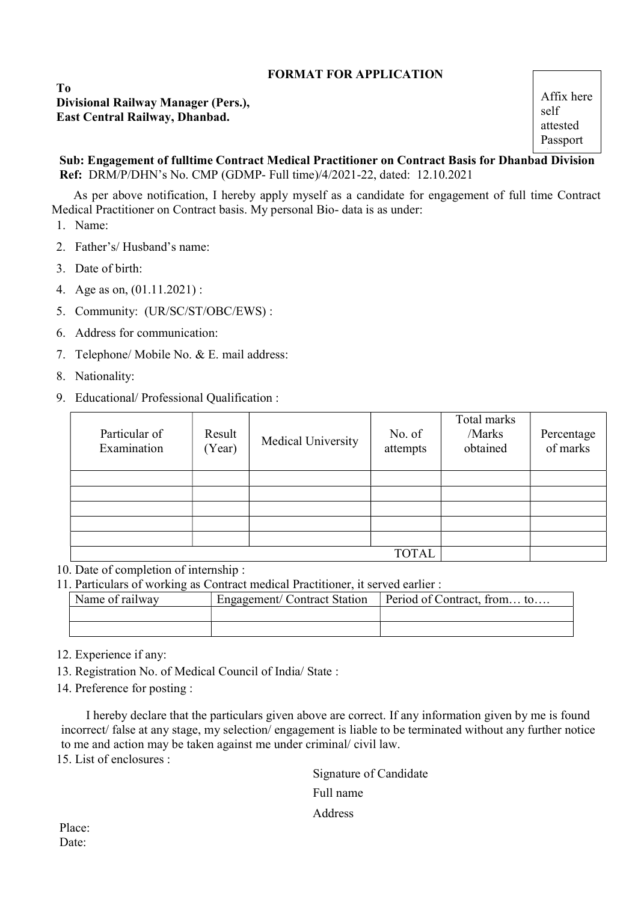## FORMAT FOR APPLICATION

**To**
**Divisional Railway Manager (Pers.),**
**East Central Railway, Dhanbad.**

Affix here self attested Passport

**Sub: Engagement of fulltime Contract Medical Practitioner on Contract Basis for Dhanbad Division**
**Ref:** DRM/P/DHN's No. CMP (GDMP- Full time)/4/2021-22, dated: 12.10.2021

As per above notification, I hereby apply myself as a candidate for engagement of full time Contract Medical Practitioner on Contract basis. My personal Bio- data is as under:

1. Name:
2. Father's/ Husband's name:
3. Date of birth:
4. Age as on, (01.11.2021) :
5. Community: (UR/SC/ST/OBC/EWS) :
6. Address for communication:
7. Telephone/ Mobile No. & E. mail address:
8. Nationality:
9. Educational/ Professional Qualification :

| Particular of Examination | Result (Year) | Medical University | No. of attempts | Total marks /Marks obtained | Percentage of marks |
|---|---|---|---|---|---|
| | | | | | |
| | | | | | |
| | | | | | |
| | | | | | |
| | | | | | |
| | | | TOTAL | | |

10. Date of completion of internship :
11. Particulars of working as Contract medical Practitioner, it served earlier :

| Name of railway | Engagement/ Contract Station | Period of Contract, from… to…. |
|---|---|---|
| | | |
| | | |

12. Experience if any:
13. Registration No. of Medical Council of India/ State :
14. Preference for posting :

I hereby declare that the particulars given above are correct. If any information given by me is found incorrect/ false at any stage, my selection/ engagement is liable to be terminated without any further notice to me and action may be taken against me under criminal/ civil law.

15. List of enclosures :

Signature of Candidate

Full name

Address

Place:
Date: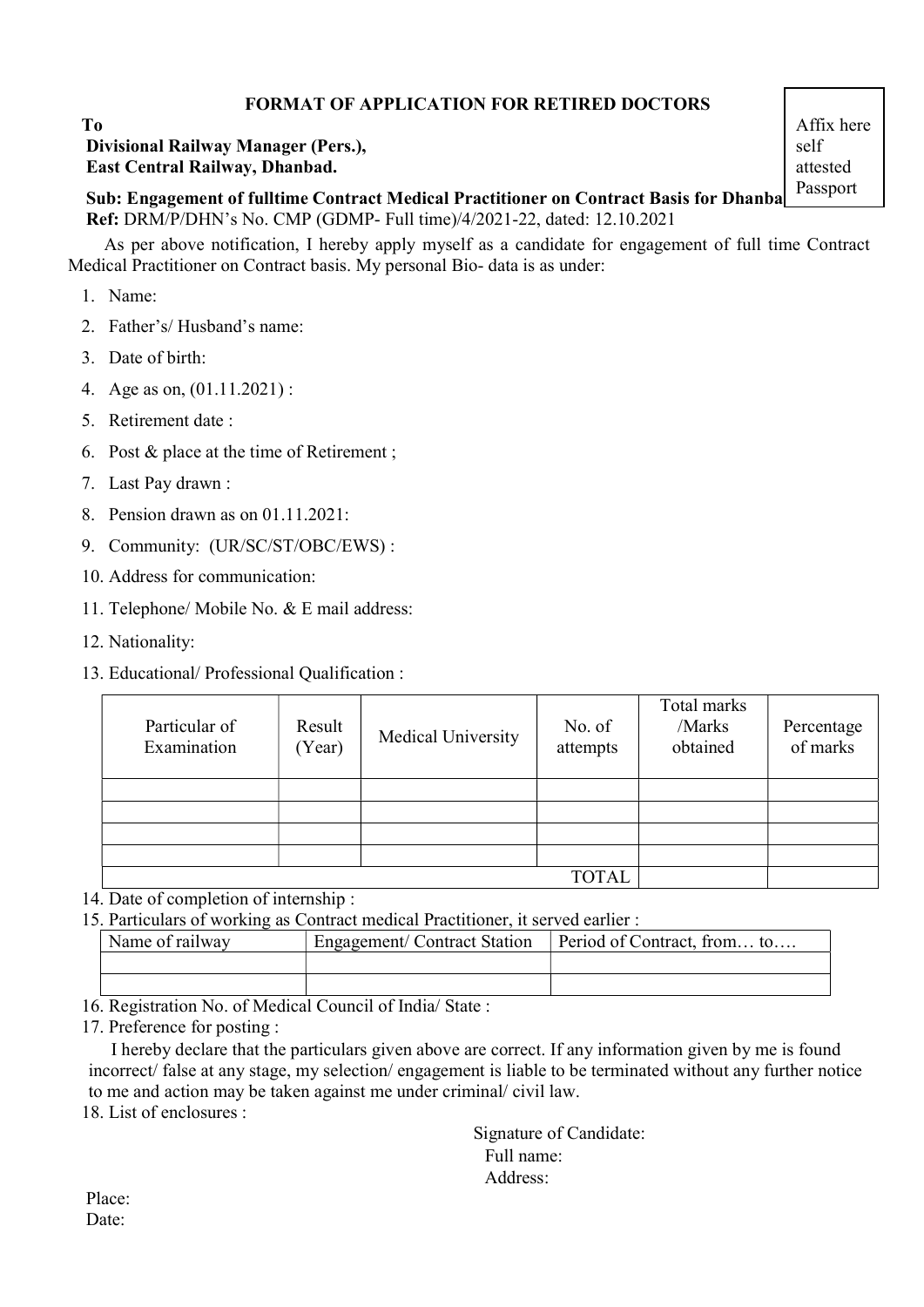# FORMAT OF APPLICATION FOR RETIRED DOCTORS

Affix here self attested Passport

**To**
**Divisional Railway Manager (Pers.),**
**East Central Railway, Dhanbad.**

**Sub: Engagement of fulltime Contract Medical Practitioner on Contract Basis for Dhanba**
**Ref:** DRM/P/DHN's No. CMP (GDMP- Full time)/4/2021-22, dated: 12.10.2021

As per above notification, I hereby apply myself as a candidate for engagement of full time Contract Medical Practitioner on Contract basis. My personal Bio- data is as under:

1. Name:
2. Father's/ Husband's name:
3. Date of birth:
4. Age as on, (01.11.2021) :
5. Retirement date :
6. Post & place at the time of Retirement ;
7. Last Pay drawn :
8. Pension drawn as on 01.11.2021:
9. Community: (UR/SC/ST/OBC/EWS) :
10. Address for communication:
11. Telephone/ Mobile No. & E mail address:
12. Nationality:
13. Educational/ Professional Qualification :

| Particular of Examination | Result (Year) | Medical University | No. of attempts | Total marks /Marks obtained | Percentage of marks |
|---|---|---|---|---|---|
| | | | | | |
| | | | | | |
| | | | | | |
| | | | | | |
| | | | TOTAL | | |

14. Date of completion of internship :
15. Particulars of working as Contract medical Practitioner, it served earlier :

| Name of railway | Engagement/ Contract Station | Period of Contract, from… to…. |
|---|---|---|
| | | |
| | | |

16. Registration No. of Medical Council of India/ State :
17. Preference for posting :

I hereby declare that the particulars given above are correct. If any information given by me is found incorrect/ false at any stage, my selection/ engagement is liable to be terminated without any further notice to me and action may be taken against me under criminal/ civil law.

18. List of enclosures :

Signature of Candidate:
Full name:
Address:

Place:
Date: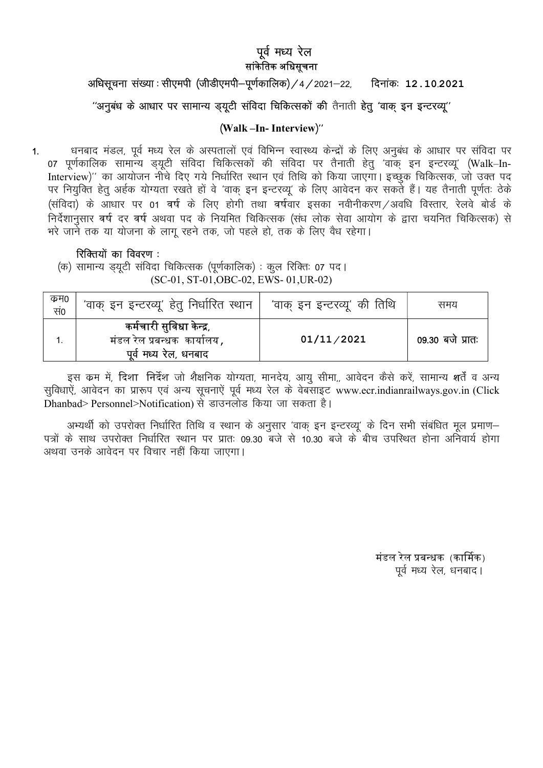# पूर्व मध्य रेल

## सांकेतिक अधिसूचना

**अधिसूचना संख्या : सीएमपी (जीडीएमपी–पूर्णकालिक)/4/2021–22, दिनांकः 12.10.2021**

**"अनुबंध के आधार पर सामान्य ड्यूटी संविदा चिकित्सकों की तैनाती हेतु 'वाक् इन इन्टरव्यू'**

**(Walk –In- Interview)"**

1. धनबाद मंडल, पूर्व मध्य रेल के अस्पतालों एवं विभिन्न स्वास्थ्य केन्द्रों के लिए अनुबंध के आधार पर संविदा पर 07 पूर्णकालिक सामान्य ड्यूटी संविदा चिकित्सकों की संविदा पर तैनाती हेतु 'वाक् इन इन्टरव्यू' (Walk–In-Interview)" का आयोजन नीचे दिए गये निर्धारित स्थान एवं तिथि को किया जाएगा। इच्छुक चिकित्सक, जो उक्त पद पर नियुक्ति हेतु अर्हक योग्यता रखते हों वे 'वाक् इन इन्टरव्यू' के लिए आवेदन कर सकते हैं। यह तैनाती पूर्णतः ठेके (संविदा) के आधार पर 01 वर्ष के लिए होगी तथा वर्षवार इसका नवीनीकरण/अवधि विस्तार, रेलवे बोर्ड के निर्देशानुसार वर्ष दर वर्ष अथवा पद के नियमित चिकित्सक (संघ लोक सेवा आयोग के द्वारा चयनित चिकित्सक) से भरे जाने तक या योजना के लागू रहने तक, जो पहले हो, तक के लिए वैध रहेगा।

**रिक्तियों का विवरण :**

(क) सामान्य ड्यूटी संविदा चिकित्सक (पूर्णकालिक) : कुल रिक्तिः 07 पद।
(SC-01, ST-01,OBC-02, EWS- 01,UR-02)

| क्रम0 सं0 | 'वाक् इन इन्टरव्यू' हेतु निर्धारित स्थान | 'वाक् इन इन्टरव्यू' की तिथि | समय |
|---|---|---|---|
| 1. | **कर्मचारी सुविधा केन्द्र, मंडल रेल प्रबन्धक कार्यालय, पूर्व मध्य रेल, धनबाद** | **01/11/2021** | **09.30 बजे प्रातः** |

इस क्रम में, दिशा निर्देश जो शैक्षणिक योग्यता, मानदेय, आयु सीमा,, आवेदन कैसे करें, सामान्य शर्तें व अन्य सुविधाऐं, आवेदन का प्रारूप एवं अन्य सूचनाऐं पूर्व मध्य रेल के वेबसाइट www.ecr.indianrailways.gov.in (Click Dhanbad> Personnel>Notification) से डाउनलोड किया जा सकता है।

अभ्यर्थी को उपरोक्त निर्धारित तिथि व स्थान के अनुसार 'वाक् इन इन्टरव्यू' के दिन सभी संबंधित मूल प्रमाण–पत्रों के साथ उपरोक्त निर्धारित स्थान पर प्रातः 09.30 बजे से 10.30 बजे के बीच उपस्थित होना अनिवार्य होगा अथवा उनके आवेदन पर विचार नहीं किया जाएगा।

मंडल रेल प्रबन्धक (कार्मिक)
पूर्व मध्य रेल, धनबाद।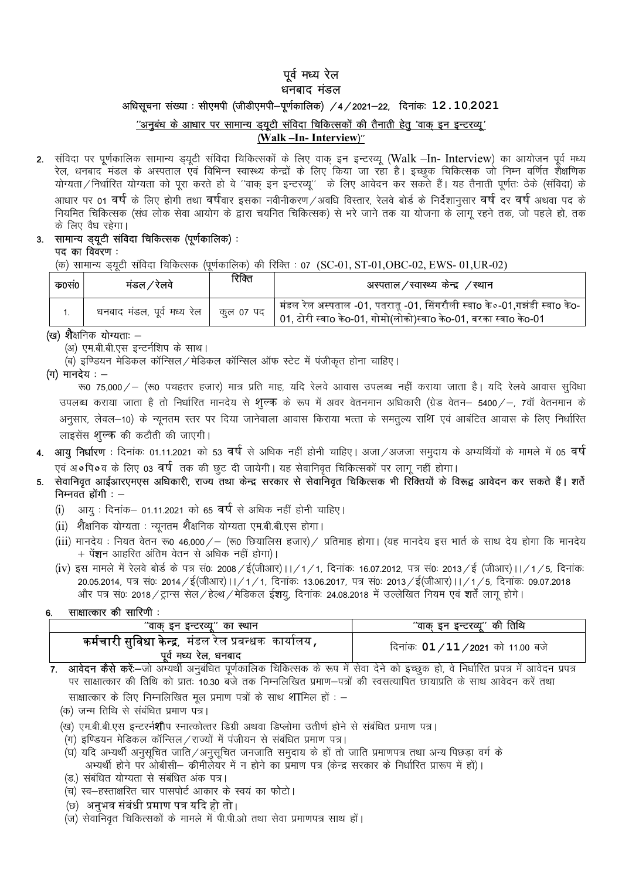# पूर्व मध्य रेल
## धनबाद मंडल

**अधिसूचना संख्या : सीएमपी (जीडीएमपी–पूर्णकालिक) /4/2021–22, दिनांकः 12.10.2021**

**"अनुबंध के आधार पर सामान्य ड्यूटी संविदा चिकित्सकों की तैनाती हेतु 'वाक् इन इन्टरव्यू' (Walk –In- Interview)"**

2. संविदा पर पूर्णकालिक सामान्य ड्यूटी संविदा चिकित्सकों के लिए वाक् इन इन्टरव्यू (Walk –In- Interview) का आयोजन पूर्व मध्य रेल, धनबाद मंडल के अस्पताल एवं विभिन्न स्वास्थ्य केन्द्रों के लिए किया जा रहा है। इच्छुक चिकित्सक जो निम्न वर्णित शैक्षणिक योग्यता/निर्धारित योग्यता को पूरा करते हो वे "वाक् इन इन्टरव्यू" के लिए आवेदन कर सकते हैं। यह तैनाती पूर्णतः ठेके (संविदा) के आधार पर 01 वर्ष के लिए होगी तथा वर्षवार इसका नवीनीकरण/अवधि विस्तार, रेलवे बोर्ड के निर्देशानुसार वर्ष दर वर्ष अथवा पद के नियमित चिकित्सक (संघ लोक सेवा आयोग के द्वारा चयनित चिकित्सक) से भरे जाने तक या योजना के लागू रहने तक, जो पहले हो, तक के लिए वैध रहेगा।

3. **सामान्य ड्यूटी संविदा चिकित्सक (पूर्णकालिक) :**
   **पद का विवरण :**

   (क) सामान्य ड्यूटी संविदा चिकित्सक (पूर्णकालिक) की रिक्ति : 07 (SC-01, ST-01,OBC-02, EWS- 01,UR-02)

| क0सं0 | मंडल/रेलवे | रिक्ति | अस्पताल/स्वास्थ्य केन्द्र /स्थान |
|---|---|---|---|
| 1. | धनबाद मंडल, पूर्व मध्य रेल | कुल 07 पद | मंडल रेल अस्पताल -01, पतरातू -01, सिंगरौली स्वा0 के॰-01,गझंडी स्वा0 के0-01, टोरी स्वा0 के0-01, गोमो(लोको)स्वा0 के0-01, बरका स्वा0 के0-01 |

   **(ख) शैक्षिक योग्यताः –**
   (अ) एम.बी.बी.एस इन्टर्नशिप के साथ।
   (ब) इण्डियन मेडिकल कॉन्सिल/मेडिकल कॉन्सिल ऑफ स्टेट में पंजीकृत होना चाहिए।

   **(ग) मानदेय : –**
   रू0 75,000/– (रू0 पचहत्तर हजार) मात्र प्रति माह, यदि रेलवे आवास उपलब्ध नहीं कराया जाता है। यदि रेलवे आवास सुविधा उपलब्ध कराया जाता है तो निर्धारित मानदेय से शुल्क के रूप में अवर वेतनमान अधिकारी (ग्रेड वेतन– 5400/–, 7वॉ वेतनमान के अनुसार, लेवल–10) के न्यूनतम स्तर पर दिया जानेवाला आवास किराया भत्ता के समतुल्य राशि एवं आबंटित आवास के लिए निर्धारित लाइसेंस शुल्क की कटौती की जाएगी।

4. **आयु निर्धारण** : दिनांकः 01.11.2021 को 53 वर्ष से अधिक नहीं होनी चाहिए। अजा/अजजा समुदाय के अभ्यर्थियों के मामले में 05 वर्ष एवं अ॰पि॰व के लिए 03 वर्ष तक की छुट दी जायेगी। यह सेवानिवृत चिकित्सकों पर लागू नहीं होगा।

5. **सेवानिवृत आईआरएमएस अधिकारी, राज्य तथा केन्द्र सरकार से सेवानिवृत चिकित्सक भी रिक्तियों के विरूद्व आवेदन कर सकते हैं। शर्ते निम्नवत होंगी : –**
   (i) आयु : दिनांक– 01.11.2021 को 65 वर्ष से अधिक नहीं होनी चाहिए।
   (ii) शैक्षणिक योग्यता : न्यूनतम शैक्षणिक योग्यता एम.बी.बी.एस होगा।
   (iii) मानदेय : नियत वेतन रू0 46,000/– (रू0 छियालिस हजार)/ प्रतिमाह होगा। (यह मानदेय इस भार्त के साथ देय होगा कि मानदेय + पेंशन आहरित अंतिम वेतन से अधिक नहीं होगा)।
   (iv) इस मामले में रेलवे बोर्ड के पत्र सं0: 2008/ई(जीआर)।।/1/1, दिनांकः 16.07.2012, पत्र सं0: 2013/ई (जीआर)।।/1/5, दिनांकः 20.05.2014, पत्र सं0: 2014/ई(जीआर)।।/1/1, दिनांकः 13.06.2017, पत्र सं0: 2013/ई(जीआर)।।/1/5, दिनांकः 09.07.2018 और पत्र सं0: 2018/ट्रान्स सेल/हेल्थ/मेडिकल ईशयु, दिनांकः 24.08.2018 में उल्लेखित नियम एवं शर्तें लागू होंगे।

6. **साक्षात्कार की सारिणी :**

| "वाक् इन इन्टरव्यू" का स्थान | "वाक् इन इन्टरव्यू" की तिथि |
|---|---|
| **कर्मचारी सुविधा केन्द्र, मंडल रेल प्रबन्धक कार्यालय, पूर्व मध्य रेल, धनबाद** | दिनांकः **01/11/2021** को 11.00 बजे |

7. **आवेदन कैसे करें:**–जो अभ्यर्थी अनुबंधित पूर्णकालिक चिकित्सक के रूप में सेवा देने को इच्छुक हो, वे निर्धारित प्रपत्र में आवेदन प्रपत्र पर साक्षात्कार की तिथि को प्रातः 10.30 बजे तक निम्नलिखित प्रमाण–पत्रों की स्वसत्यापित छायाप्रति के साथ आवेदन करें तथा साक्षात्कार के लिए निम्नलिखित मूल प्रमाण पत्रों के साथ शामिल हों : –
   (क) जन्म तिथि से संबंधित प्रमाण पत्र।
   (ख) एम.बी.बी.एस इन्टर्नशीप स्नातकोत्तर डिग्री अथवा डिप्लोमा उत्तीर्ण होने से संबंधित प्रमाण पत्र।
   (ग) इण्डियन मेडिकल कॉन्सिल/राज्यों में पंजीयन से संबंधित प्रमाण पत्र।
   (घ) यदि अभ्यर्थी अनुसूचित जाति/अनुसूचित जनजाति समुदाय के हों तो जाति प्रमाणपत्र तथा अन्य पिछड़ा वर्ग के अभ्यर्थी होने पर ओबीसी– क्रीमीलेयर में न होने का प्रमाण पत्र (केन्द्र सरकार के निर्धारित प्रारूप में हों)।
   (ड.) संबंधित योग्यता से संबंधित अंक पत्र।
   (च) स्व–हस्ताक्षरित चार पासपोर्ट आकार के स्वयं का फोटो।
   (छ) अनुभव संबंधी प्रमाण पत्र यदि हो तो।
   (ज) सेवानिवृत चिकित्सकों के मामले में पी.पी.ओ तथा सेवा प्रमाणपत्र साथ हों।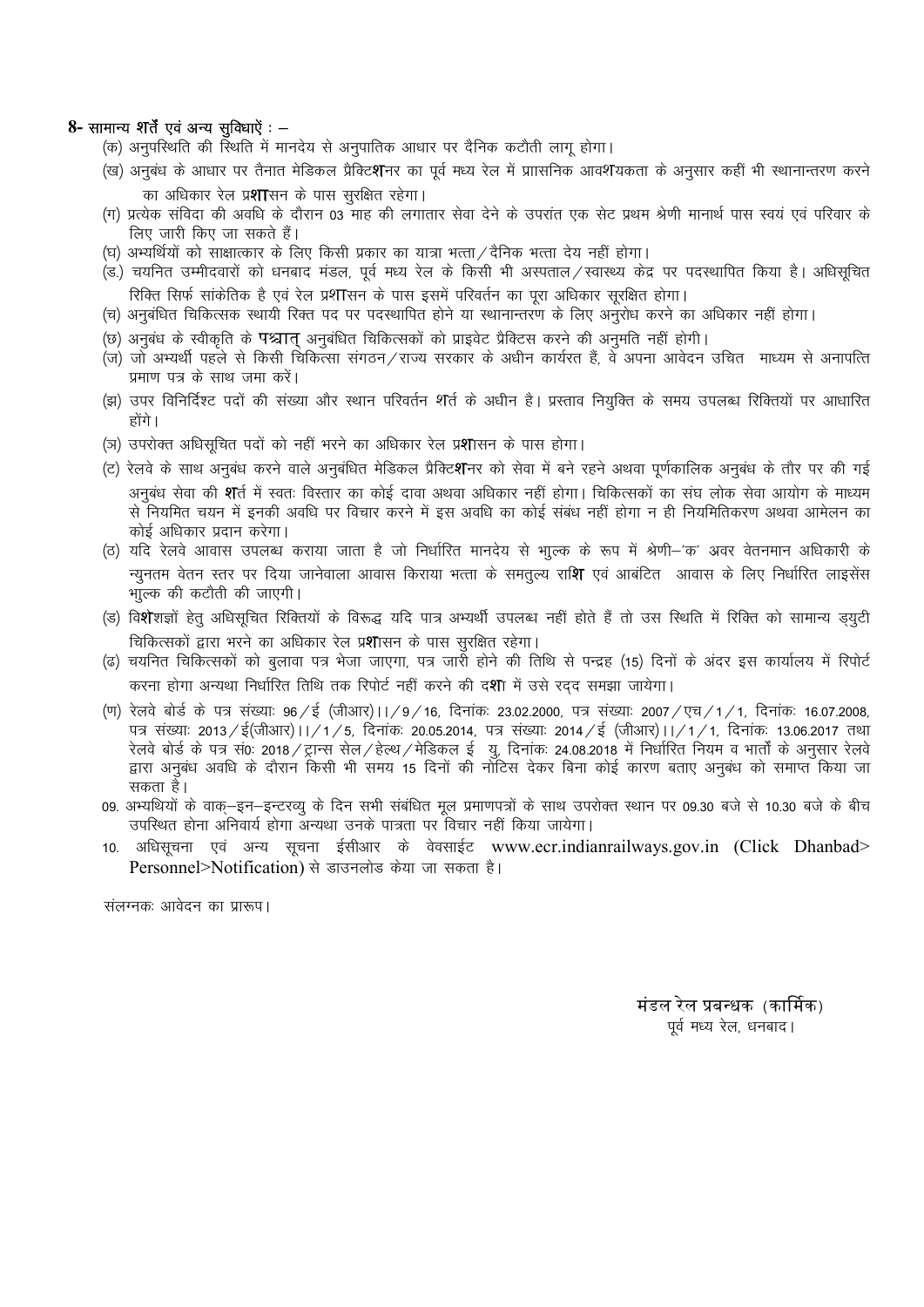**8- सामान्य शर्तें एवं अन्य सुविधाऐं : –**

(क) अनुपस्थिति की स्थिति में मानदेय से अनुपातिक आधार पर दैनिक कटौती लागू होगा।

(ख) अनुबंध के आधार पर तैनात मेडिकल प्रैक्टिशनर का पूर्व मध्य रेल में प्रासनिक आवशयकता के अनुसार कहीं भी स्थानान्तरण करने का अधिकार रेल प्रशासन के पास सुरक्षित रहेगा।

(ग) प्रत्येक संविदा की अवधि के दौरान 03 माह की लगातार सेवा देने के उपरांत एक सेट प्रथम श्रेणी मानार्थ पास स्वयं एवं परिवार के लिए जारी किए जा सकते हैं।

(घ) अभ्यर्थियों को साक्षात्कार के लिए किसी प्रकार का यात्रा भत्ता/दैनिक भत्ता देय नहीं होगा।

(ड.) चयनित उम्मीदवारों को धनबाद मंडल, पूर्व मध्य रेल के किसी भी अस्पताल/स्वास्थ्य केद्र पर पदस्थापित किया है। अधिसूचित रिक्ति सिर्फ सांकेतिक है एवं रेल प्रशासन के पास इसमें परिवर्तन का पूरा अधिकार सूरक्षित होगा।

(च) अनुबंधित चिकित्सक स्थायी रिक्त पद पर पदस्थापित होने या स्थानान्तरण के लिए अनुरोध करने का अधिकार नहीं होगा।

(छ) अनुबंध के स्वीकृति के पश्चात् अनुबंधित चिकित्सकों को प्राइवेट प्रैक्टिस करने की अनुमति नहीं होगी।

(ज) जो अभ्यर्थी पहले से किसी चिकित्सा संगठन/राज्य सरकार के अधीन कार्यरत हैं, वे अपना आवेदन उचित माध्यम से अनापत्ति प्रमाण पत्र के साथ जमा करें।

(झ) उपर विनिर्दिश्ट पदों की संख्या और स्थान परिवर्तन शर्त के अधीन है। प्रस्ताव नियुक्ति के समय उपलब्ध रिक्तियों पर आधारित होंगे।

(ञ) उपरोक्त अधिसूचित पदों को नहीं भरने का अधिकार रेल प्रशासन के पास होगा।

(ट) रेलवे के साथ अनुबंध करने वाले अनुबंधित मेडिकल प्रैक्टिशनर को सेवा में बने रहने अथवा पूर्णकालिक अनुबंध के तौर पर की गई अनुबंध सेवा की शर्त में स्वतः विस्तार का कोई दावा अथवा अधिकार नहीं होगा। चिकित्सकों का संघ लोक सेवा आयोग के माध्यम से नियमित चयन में इनकी अवधि पर विचार करने में इस अवधि का कोई संबंध नहीं होगा न ही नियमितिकरण अथवा आमेलन का कोई अधिकार प्रदान करेगा।

(ठ) यदि रेलवे आवास उपलब्ध कराया जाता है जो निर्धारित मानदेय से भाुल्क के रूप में श्रेणी–'क' अवर वेतनमान अधिकारी के न्युनतम वेतन स्तर पर दिया जानेवाला आवास किराया भत्ता के समतुल्य राशि एवं आबंटित आवास के लिए निर्धारित लाइसेंस भाुल्क की कटौती की जाएगी।

(ड) विशेशज्ञों हेतु अधिसूचित रिक्तियों के विरूद्ध यदि पात्र अभ्यर्थी उपलब्ध नहीं होते हैं तो उस स्थिति में रिक्ति को सामान्य ड्युटी चिकित्सकों द्वारा भरने का अधिकार रेल प्रशासन के पास सुरक्षित रहेगा।

(ढ) चयनित चिकित्सकों को बुलावा पत्र भेजा जाएगा, पत्र जारी होने की तिथि से पन्द्रह (15) दिनों के अंदर इस कार्यालय में रिपोर्ट करना होगा अन्यथा निर्धारित तिथि तक रिपोर्ट नहीं करने की दशा में उसे रद्द समझा जायेगा।

(ण) रेलवे बोर्ड के पत्र संख्याः 96/ई (जीआर)।।/9/16, दिनांकः 23.02.2000, पत्र संख्याः 2007/एच/1/1, दिनांकः 16.07.2008, पत्र संख्याः 2013/ई(जीआर)।।/1/5, दिनांकः 20.05.2014, पत्र संख्याः 2014/ई (जीआर)।।/1/1, दिनांकः 13.06.2017 तथा रेलवे बोर्ड के पत्र सं0: 2018/ट्रान्स सेल/हेल्थ/मेडिकल ई यु, दिनांकः 24.08.2018 में निर्धारित नियम व भार्तों के अनुसार रेलवे द्वारा अनुबंध अवधि के दौरान किसी भी समय 15 दिनों की नोटिस देकर बिना कोई कारण बताए अनुबंध को समाप्त किया जा सकता है।

09. अभ्यथियों के वाक्–इन–इन्टरव्यु के दिन सभी संबंधित मूल प्रमाणपत्रों के साथ उपरोक्त स्थान पर 09.30 बजे से 10.30 बजे के बीच उपस्थित होना अनिवार्य होगा अन्यथा उनके पात्रता पर विचार नहीं किया जायेगा।

10. अधिसूचना एवं अन्य सूचना ईसीआर के वेवसाईट www.ecr.indianrailways.gov.in (Click Dhanbad> Personnel>Notification) से डाउनलोड केया जा सकता है।

संलग्नकः आवेदन का प्रारूप।

मंडल रेल प्रबन्धक (कार्मिक)
पूर्व मध्य रेल, धनबाद।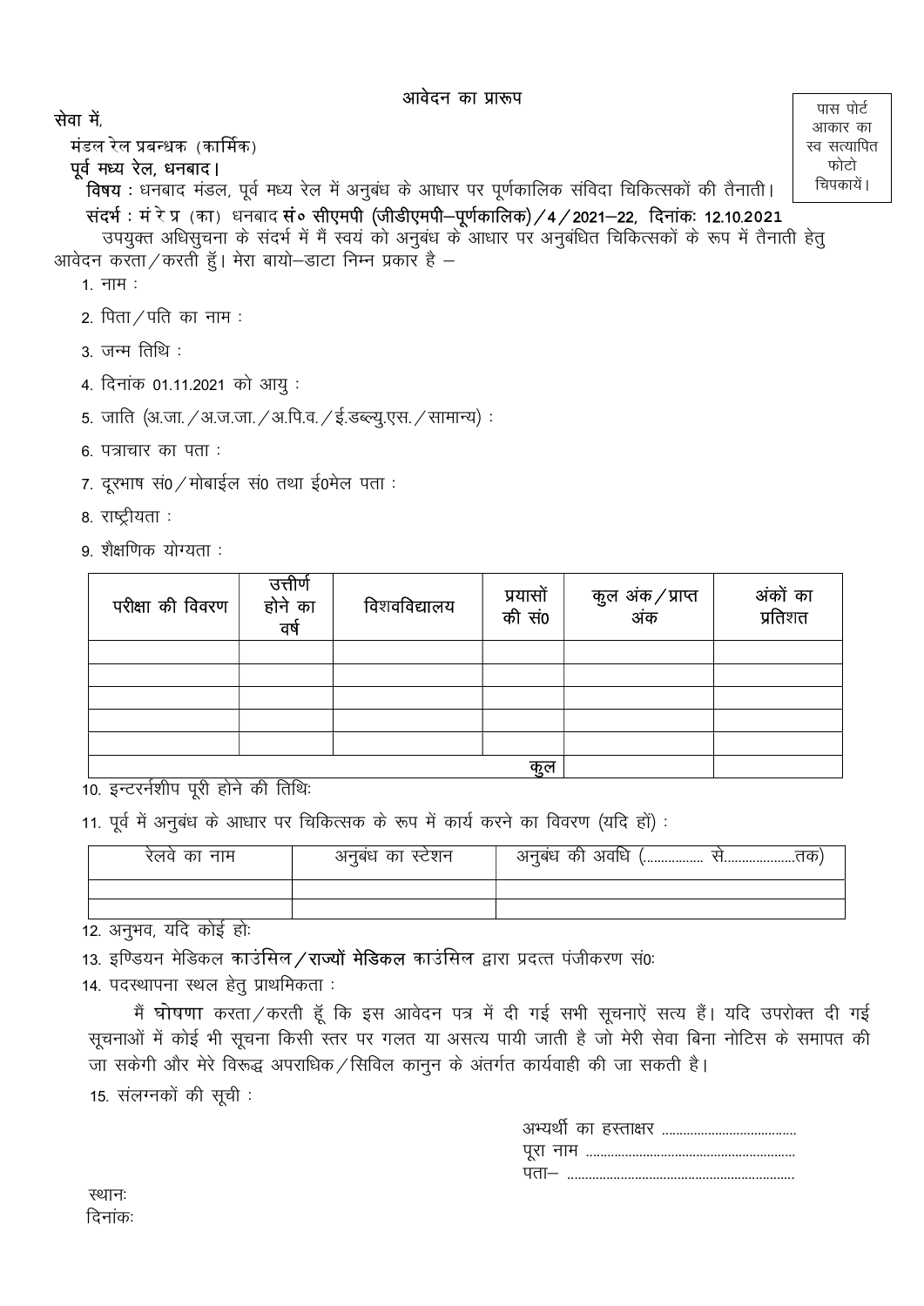## आवेदन का प्रारूप

पास पोर्ट आकार का स्व सत्यापित फोटो चिपकायें।

सेवा में,

मंडल रेल प्रबन्धक (कार्मिक)

**पूर्व मध्य रेल, धनबाद।**

**विषय** : धनबाद मंडल, पूर्व मध्य रेल में अनुबंध के आधार पर पूर्णकालिक संविदा चिकित्सकों की तैनाती।

**संदर्भ** : मं रे प्र (का) धनबाद **सं० सीएमपी (जीडीएमपी–पूर्णकालिक)/4/2021–22, दिनांकः 12.10.2021**

उपयुक्त अधिसुचना के संदर्भ में मैं स्वयं को अनुबंध के आधार पर अनुबंधित चिकित्सकों के रूप में तैनाती हेतु आवेदन करता/करती हुँ। मेरा बायो–डाटा निम्न प्रकार है –

1. नाम :
2. पिता/पति का नाम :
3. जन्म तिथि :
4. दिनांक 01.11.2021 को आयु :
5. जाति (अ.जा./अ.ज.जा./अ.पि.व./ई.डब्ल्यु.एस./सामान्य) :
6. पत्राचार का पता :
7. दूरभाष सं0/मोबाईल सं0 तथा ई0मेल पता :
8. राष्ट्रीयता :
9. शैक्षणिक योग्यता :

| परीक्षा की विवरण | उत्तीर्ण होने का वर्ष | विशवविद्यालय | प्रयासों की सं0 | कुल अंक/प्राप्त अंक | अंकों का प्रतिशत |
|---|---|---|---|---|---|
| | | | | | |
| | | | | | |
| | | | | | |
| | | | | | |
| | | | | | |
| | | | कुल | | |

10. इन्टरर्नशीप पूरी होने की तिथिः
11. पूर्व में अनुबंध के आधार पर चिकित्सक के रूप में कार्य करने का विवरण (यदि हों) :

| रेलवे का नाम | अनुबंध का स्टेशन | अनुबंध की अवधि (................ से...................तक) |
|---|---|---|
| | | |
| | | |

12. अनुभव, यदि कोई होः
13. इण्डियन मेडिकल **काउंसिल/राज्यों मेडिकल** काउंसिल द्वारा प्रदत्त पंजीकरण सं0:
14. पदस्थापना स्थल हेतु प्राथमिकता :

मैं **घोषणा** करता/करती हूँ कि इस आवेदन पत्र में दी गई सभी सूचनाऐं सत्य हैं। यदि उपरोक्त दी गई सूचनाओं में कोई भी सूचना किसी स्तर पर गलत या असत्य पायी जाती है जो मेरी सेवा बिना नोटिस के समापत की जा सकेगी और मेरे विरूद्ध अपराधिक/सिविल कानुन के अंतर्गत कार्यवाही की जा सकती है।

15. संलग्नकों की सूची :

अभ्यर्थी का हस्ताक्षर ......................................

पूरा नाम ...........................................................

पता– ................................................................

स्थानः

दिनांकः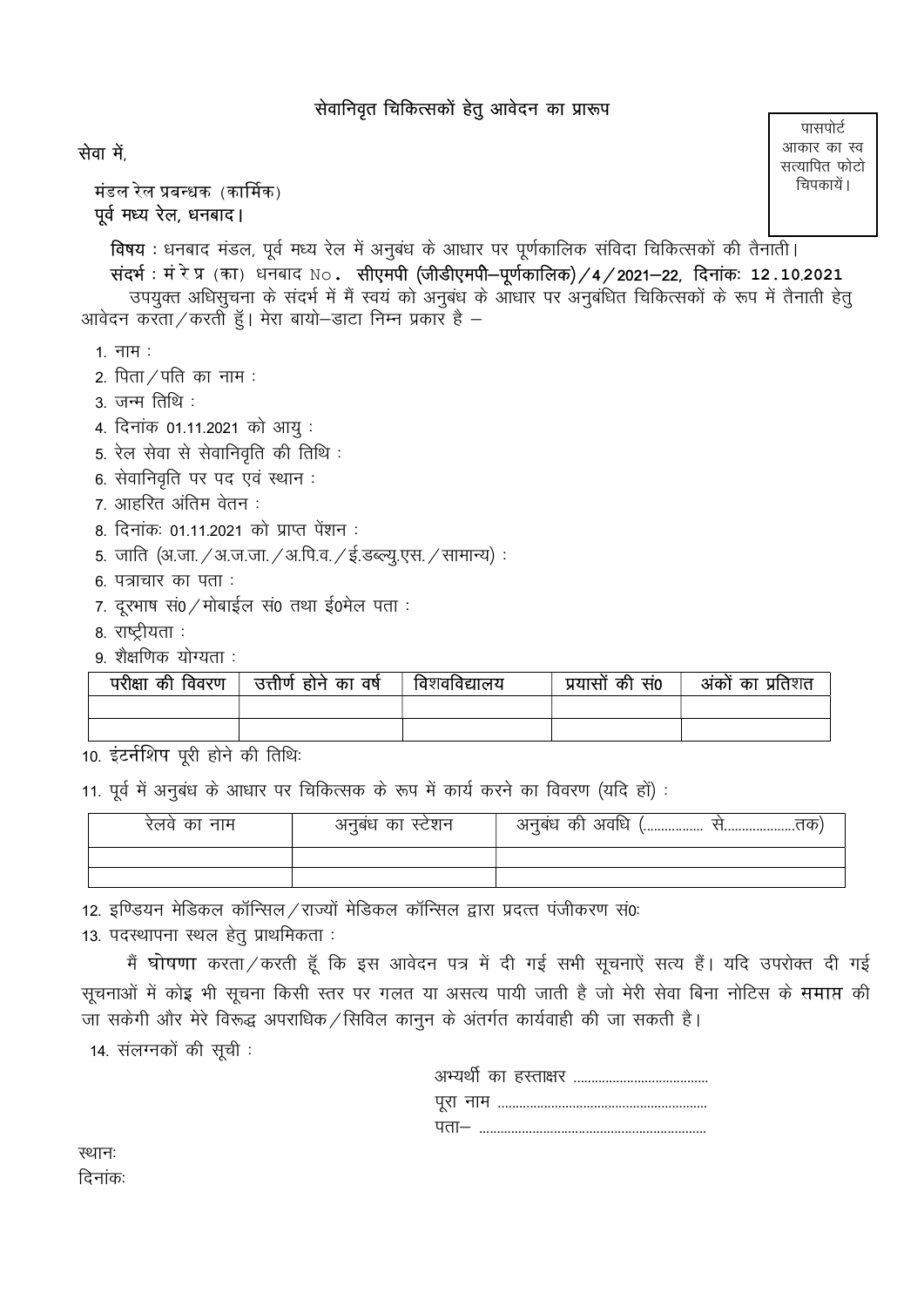## सेवानिवृत चिकित्सकों हेतु आवेदन का प्रारूप

पासपोर्ट आकार का स्व सत्यापित फोटो चिपकायें।

सेवा में,

मंडल रेल प्रबन्धक (कार्मिक)
पूर्व मध्य रेल, धनबाद।

**विषय** : धनबाद मंडल, पूर्व मध्य रेल में अनुबंध के आधार पर पूर्णकालिक संविदा चिकित्सकों की तैनाती।

**संदर्भ** : मं रे प्र (का) धनबाद No. **सीएमपी (जीडीएमपी–पूर्णकालिक)/4/2021–22, दिनांकः 12.10.2021**

उपयुक्त अधिसुचना के संदर्भ में मैं स्वयं को अनुबंध के आधार पर अनुबंधित चिकित्सकों के रूप में तैनाती हेतु आवेदन करता/करती हुं। मेरा बायो–डाटा निम्न प्रकार है –

1. नाम :
2. पिता/पति का नाम :
3. जन्म तिथि :
4. दिनांक 01.11.2021 को आयु :
5. रेल सेवा से सेवानिवृति की तिथि :
6. सेवानिवृति पर पद एवं स्थान :
7. आहरित अंतिम वेतन :
8. दिनांकः 01.11.2021 को प्राप्त पेंशन :
5. जाति (अ.जा./अ.ज.जा./अ.पि.व./ई.डब्ल्यु.एस./सामान्य) :
6. पत्राचार का पता :
7. दूरभाष सं0/मोबाईल सं0 तथा ई0मेल पता :
8. राष्ट्रीयता :
9. शैक्षणिक योग्यता :

| परीक्षा की विवरण | उत्तीर्ण होने का वर्ष | विशवविद्यालय | प्रयासों की सं0 | अंकों का प्रतिशत |
|---|---|---|---|---|
| | | | | |
| | | | | |

10. **इंटर्नशिप** पूरी होने की तिथिः

11. पूर्व में अनुबंध के आधार पर चिकित्सक के रूप में कार्य करने का विवरण (यदि हों) :

| रेलवे का नाम | अनुबंध का स्टेशन | अनुबंध की अवधि (................ से...................तक) |
|---|---|---|
| | | |
| | | |

12. इण्डियन मेडिकल कॉन्सिल/राज्यों मेडिकल कॉन्सिल द्वारा प्रदत्त पंजीकरण सं0:
13. पदस्थापना स्थल हेतु प्राथमिकता :

मैं **घोषणा** करता/करती हूँ कि इस आवेदन पत्र में दी गई सभी सूचनाऐं सत्य हैं। यदि उपरोक्त दी गई सूचनाओं में कोइ भी सूचना किसी स्तर पर गलत या असत्य पायी जाती है जो मेरी सेवा बिना नोटिस के **समाप्त** की जा सकेगी और मेरे विरूद्ध अपराधिक/सिविल कानुन के अंतर्गत कार्यवाही की जा सकती है।

14. संलग्नकों की सूची :

अभ्यर्थी का हस्ताक्षर ....................................
पूरा नाम ..........................................................
पता– ...............................................................

स्थानः
दिनांकः